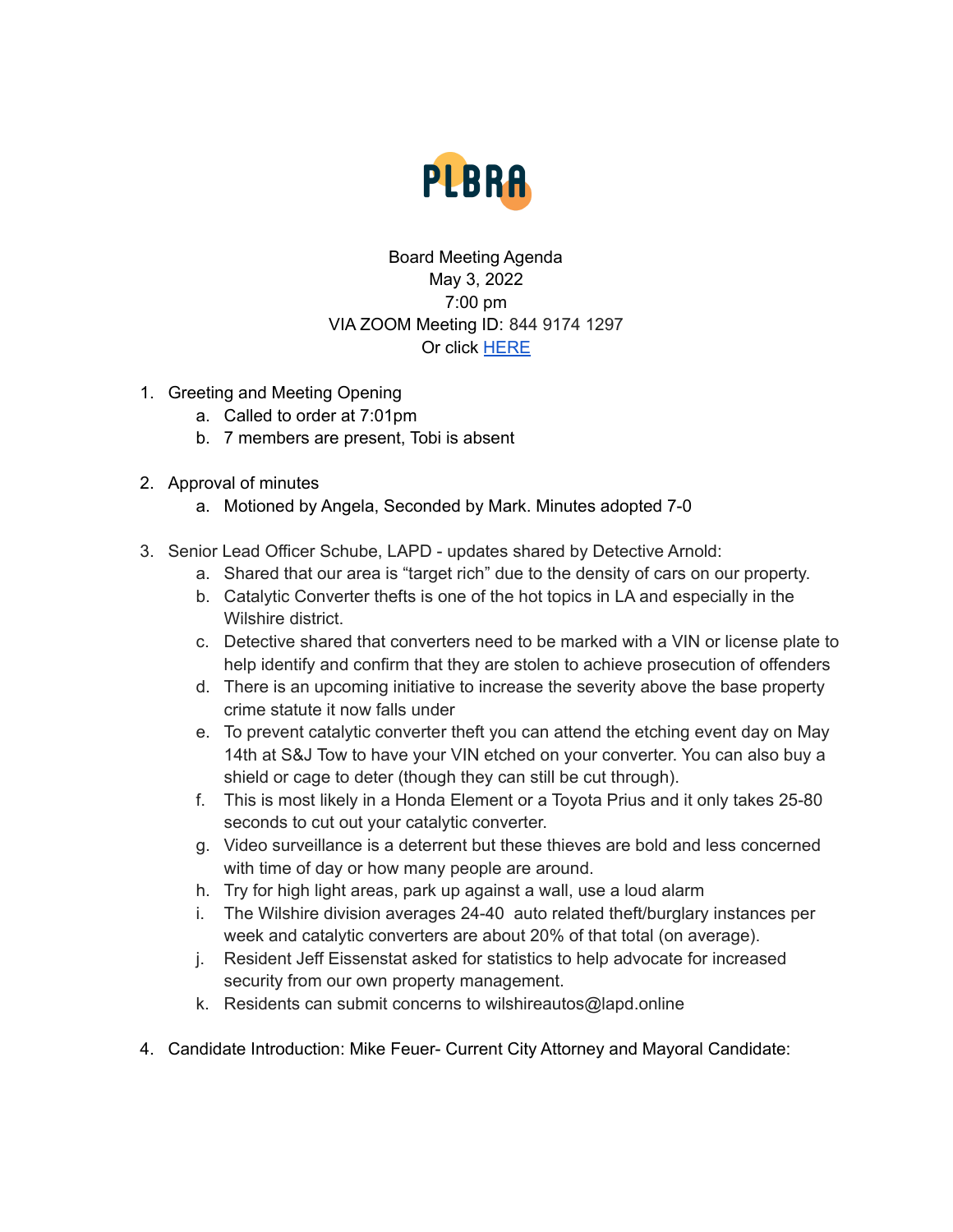PLBRA

Board Meeting Agenda
May 3, 2022
7:00 pm
VIA ZOOM Meeting ID: 844 9174 1297
Or click HERE

1. Greeting and Meeting Opening
   a. Called to order at 7:01pm
   b. 7 members are present, Tobi is absent

2. Approval of minutes
   a. Motioned by Angela, Seconded by Mark. Minutes adopted 7-0

3. Senior Lead Officer Schube, LAPD - updates shared by Detective Arnold:
   a. Shared that our area is "target rich" due to the density of cars on our property.
   b. Catalytic Converter thefts is one of the hot topics in LA and especially in the Wilshire district.
   c. Detective shared that converters need to be marked with a VIN or license plate to help identify and confirm that they are stolen to achieve prosecution of offenders
   d. There is an upcoming initiative to increase the severity above the base property crime statute it now falls under
   e. To prevent catalytic converter theft you can attend the etching event day on May 14th at S&J Tow to have your VIN etched on your converter. You can also buy a shield or cage to deter (though they can still be cut through).
   f. This is most likely in a Honda Element or a Toyota Prius and it only takes 25-80 seconds to cut out your catalytic converter.
   g. Video surveillance is a deterrent but these thieves are bold and less concerned with time of day or how many people are around.
   h. Try for high light areas, park up against a wall, use a loud alarm
   i. The Wilshire division averages 24-40 auto related theft/burglary instances per week and catalytic converters are about 20% of that total (on average).
   j. Resident Jeff Eissenstat asked for statistics to help advocate for increased security from our own property management.
   k. Residents can submit concerns to wilshireautos@lapd.online

4. Candidate Introduction: Mike Feuer- Current City Attorney and Mayoral Candidate: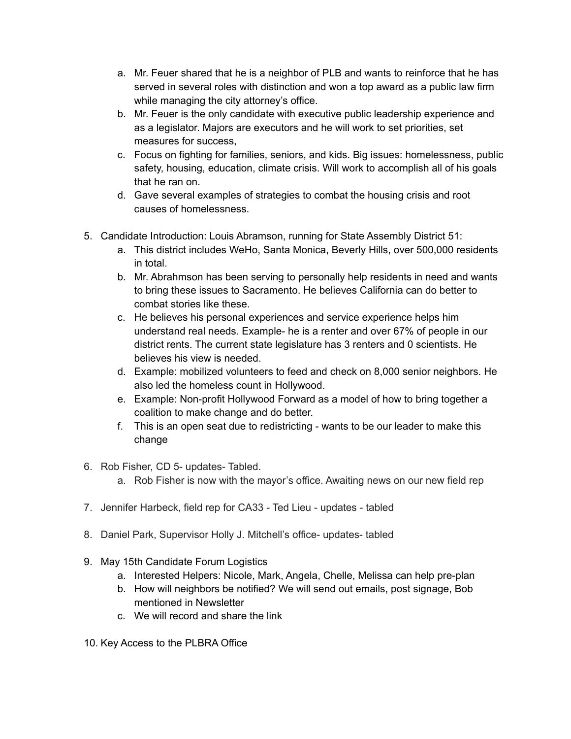a. Mr. Feuer shared that he is a neighbor of PLB and wants to reinforce that he has served in several roles with distinction and won a top award as a public law firm while managing the city attorney's office.
   b. Mr. Feuer is the only candidate with executive public leadership experience and as a legislator. Majors are executors and he will work to set priorities, set measures for success,
   c. Focus on fighting for families, seniors, and kids. Big issues: homelessness, public safety, housing, education, climate crisis. Will work to accomplish all of his goals that he ran on.
   d. Gave several examples of strategies to combat the housing crisis and root causes of homelessness.

5. Candidate Introduction: Louis Abramson, running for State Assembly District 51:
   a. This district includes WeHo, Santa Monica, Beverly Hills, over 500,000 residents in total.
   b. Mr. Abrahmson has been serving to personally help residents in need and wants to bring these issues to Sacramento. He believes California can do better to combat stories like these.
   c. He believes his personal experiences and service experience helps him understand real needs. Example- he is a renter and over 67% of people in our district rents. The current state legislature has 3 renters and 0 scientists. He believes his view is needed.
   d. Example: mobilized volunteers to feed and check on 8,000 senior neighbors. He also led the homeless count in Hollywood.
   e. Example: Non-profit Hollywood Forward as a model of how to bring together a coalition to make change and do better.
   f. This is an open seat due to redistricting - wants to be our leader to make this change

6. Rob Fisher, CD 5- updates- Tabled.
   a. Rob Fisher is now with the mayor's office. Awaiting news on our new field rep

7. Jennifer Harbeck, field rep for CA33 - Ted Lieu - updates - tabled

8. Daniel Park, Supervisor Holly J. Mitchell's office- updates- tabled

9. May 15th Candidate Forum Logistics
   a. Interested Helpers: Nicole, Mark, Angela, Chelle, Melissa can help pre-plan
   b. How will neighbors be notified? We will send out emails, post signage, Bob mentioned in Newsletter
   c. We will record and share the link

10. Key Access to the PLBRA Office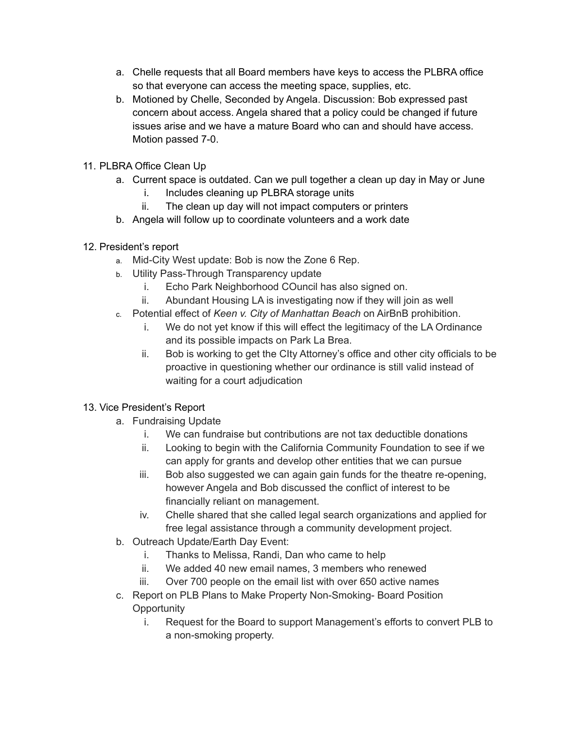a. Chelle requests that all Board members have keys to access the PLBRA office so that everyone can access the meeting space, supplies, etc.
b. Motioned by Chelle, Seconded by Angela. Discussion: Bob expressed past concern about access. Angela shared that a policy could be changed if future issues arise and we have a mature Board who can and should have access. Motion passed 7-0.

11. PLBRA Office Clean Up
    a. Current space is outdated. Can we pull together a clean up day in May or June
        i. Includes cleaning up PLBRA storage units
        ii. The clean up day will not impact computers or printers
    b. Angela will follow up to coordinate volunteers and a work date

12. President's report
    a. Mid-City West update: Bob is now the Zone 6 Rep.
    b. Utility Pass-Through Transparency update
        i. Echo Park Neighborhood COuncil has also signed on.
        ii. Abundant Housing LA is investigating now if they will join as well
    c. Potential effect of *Keen v. City of Manhattan Beach* on AirBnB prohibition.
        i. We do not yet know if this will effect the legitimacy of the LA Ordinance and its possible impacts on Park La Brea.
        ii. Bob is working to get the CIty Attorney's office and other city officials to be proactive in questioning whether our ordinance is still valid instead of waiting for a court adjudication

13. Vice President's Report
    a. Fundraising Update
        i. We can fundraise but contributions are not tax deductible donations
        ii. Looking to begin with the California Community Foundation to see if we can apply for grants and develop other entities that we can pursue
        iii. Bob also suggested we can again gain funds for the theatre re-opening, however Angela and Bob discussed the conflict of interest to be financially reliant on management.
        iv. Chelle shared that she called legal search organizations and applied for free legal assistance through a community development project.
    b. Outreach Update/Earth Day Event:
        i. Thanks to Melissa, Randi, Dan who came to help
        ii. We added 40 new email names, 3 members who renewed
        iii. Over 700 people on the email list with over 650 active names
    c. Report on PLB Plans to Make Property Non-Smoking- Board Position Opportunity
        i. Request for the Board to support Management's efforts to convert PLB to a non-smoking property.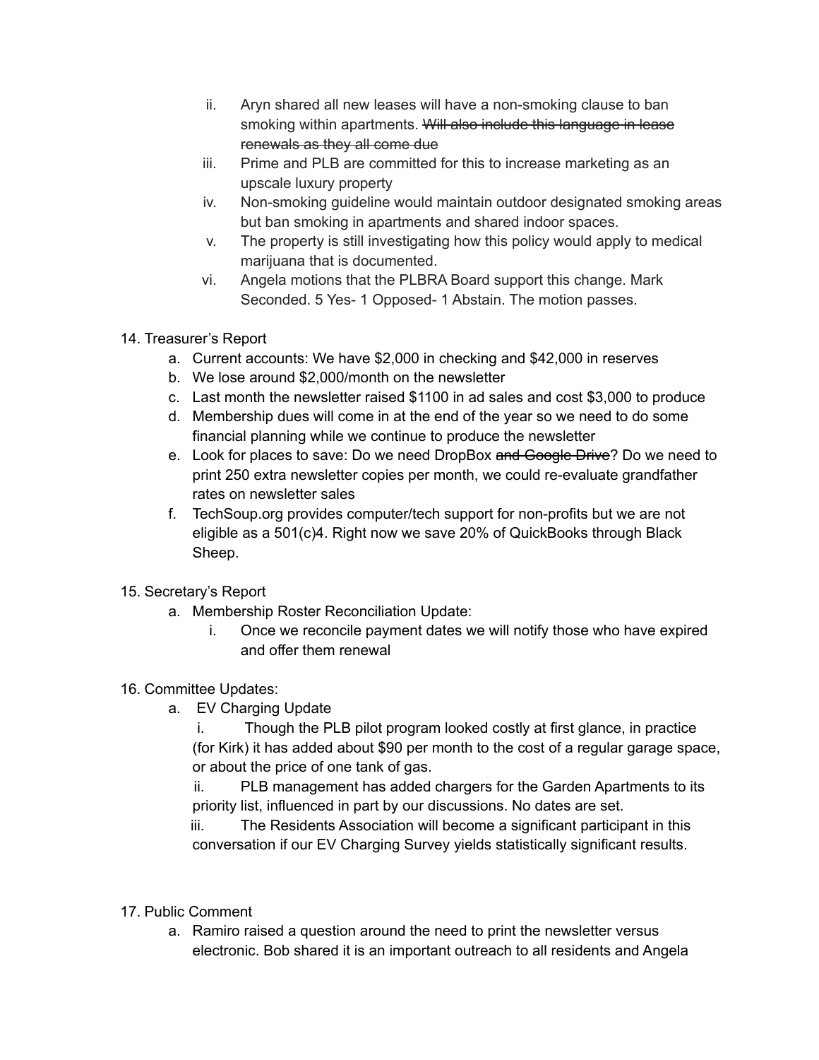ii. Aryn shared all new leases will have a non-smoking clause to ban smoking within apartments. ~~Will also include this language in lease renewals as they all come due~~

iii. Prime and PLB are committed for this to increase marketing as an upscale luxury property

iv. Non-smoking guideline would maintain outdoor designated smoking areas but ban smoking in apartments and shared indoor spaces.

v. The property is still investigating how this policy would apply to medical marijuana that is documented.

vi. Angela motions that the PLBRA Board support this change. Mark Seconded. 5 Yes- 1 Opposed- 1 Abstain. The motion passes.

14. Treasurer's Report
    a. Current accounts: We have $2,000 in checking and $42,000 in reserves
    b. We lose around $2,000/month on the newsletter
    c. Last month the newsletter raised $1100 in ad sales and cost $3,000 to produce
    d. Membership dues will come in at the end of the year so we need to do some financial planning while we continue to produce the newsletter
    e. Look for places to save: Do we need DropBox ~~and Google Drive~~? Do we need to print 250 extra newsletter copies per month, we could re-evaluate grandfather rates on newsletter sales
    f. TechSoup.org provides computer/tech support for non-profits but we are not eligible as a 501(c)4. Right now we save 20% of QuickBooks through Black Sheep.

15. Secretary's Report
    a. Membership Roster Reconciliation Update:
        i. Once we reconcile payment dates we will notify those who have expired and offer them renewal

16. Committee Updates:
    a. EV Charging Update

    i. Though the PLB pilot program looked costly at first glance, in practice (for Kirk) it has added about $90 per month to the cost of a regular garage space, or about the price of one tank of gas.

    ii. PLB management has added chargers for the Garden Apartments to its priority list, influenced in part by our discussions. No dates are set.

    iii. The Residents Association will become a significant participant in this conversation if our EV Charging Survey yields statistically significant results.

17. Public Comment
    a. Ramiro raised a question around the need to print the newsletter versus electronic. Bob shared it is an important outreach to all residents and Angela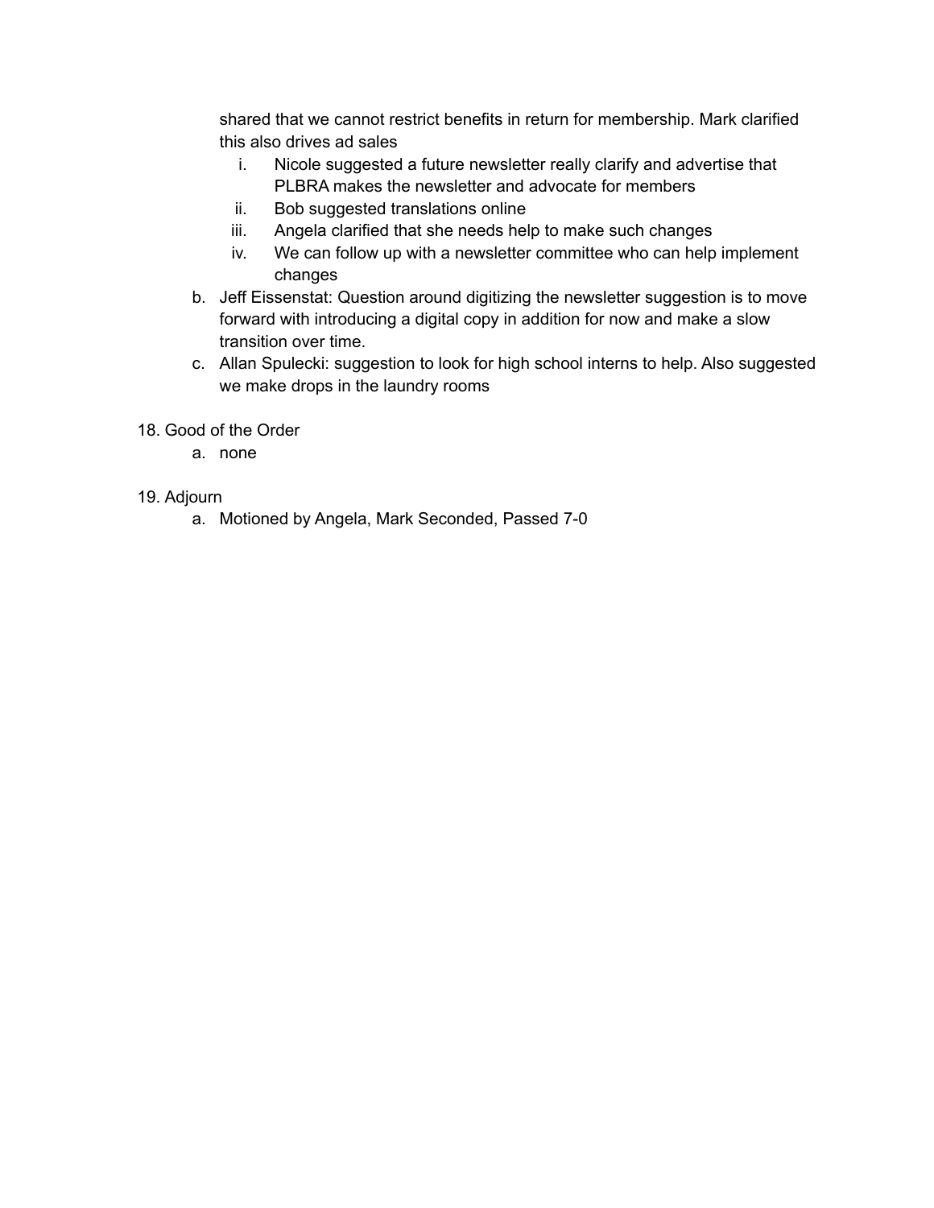shared that we cannot restrict benefits in return for membership. Mark clarified this also drives ad sales

   i. Nicole suggested a future newsletter really clarify and advertise that PLBRA makes the newsletter and advocate for members
   ii. Bob suggested translations online
   iii. Angela clarified that she needs help to make such changes
   iv. We can follow up with a newsletter committee who can help implement changes

b. Jeff Eissenstat: Question around digitizing the newsletter suggestion is to move forward with introducing a digital copy in addition for now and make a slow transition over time.

c. Allan Spulecki: suggestion to look for high school interns to help. Also suggested we make drops in the laundry rooms

18. Good of the Order
    a. none

19. Adjourn
    a. Motioned by Angela, Mark Seconded, Passed 7-0